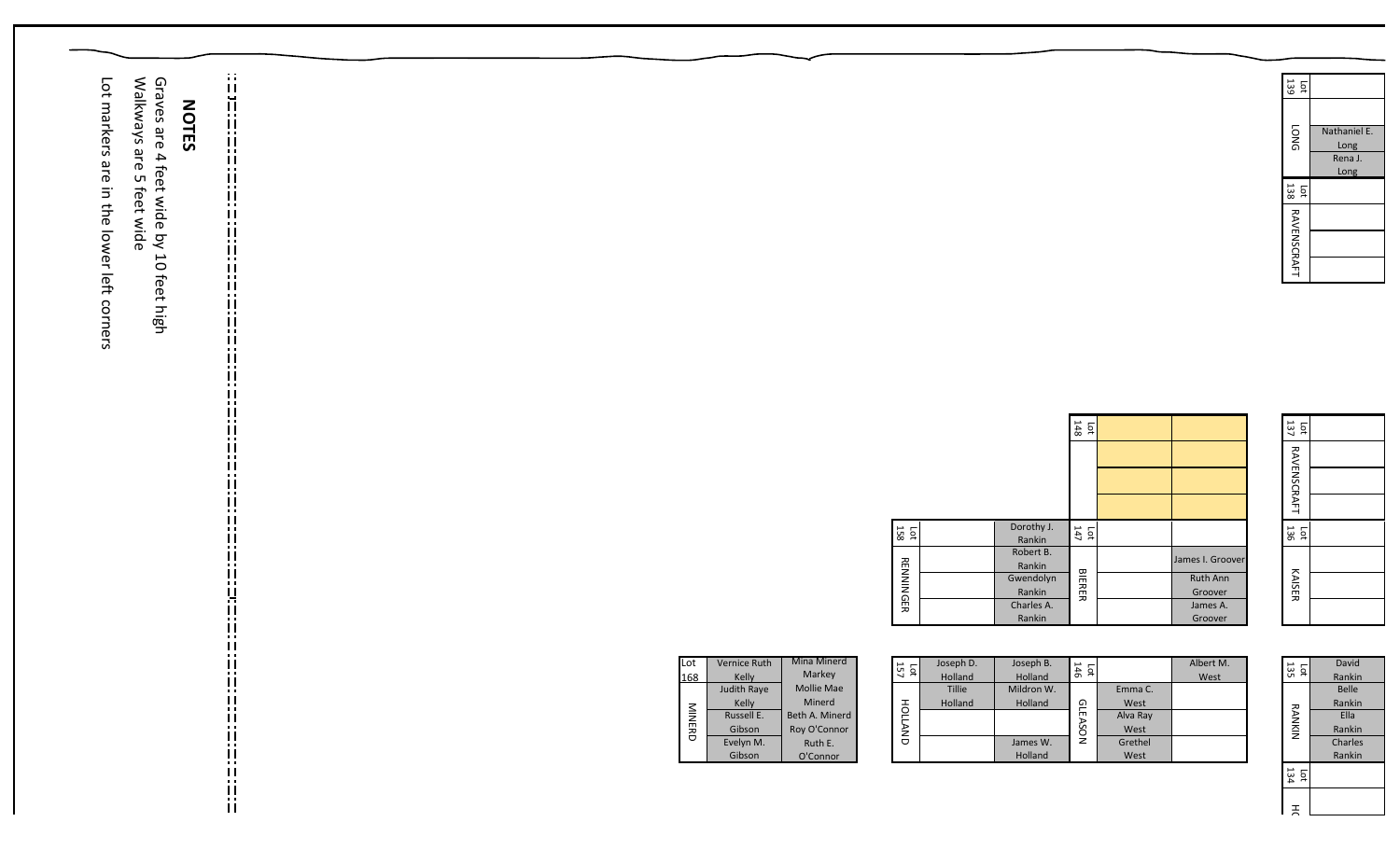## NOTES

Graves are 4 feet wide by 10 feet high
Walkways are 5 feet wide
Lot markers are in the lower left corners

| Lot | Name | Graves | |
|---|---|---|---|
| Lot 139 | LONG | | |
| | | Nathaniel E. Long | |
| | | Rena J. Long | |
| Lot 138 | RAVENSCRAFT | | |
| | | | |
| | | | |
| | | | |

| Lot | Name | Graves | |
|---|---|---|---|
| Lot 148 | | | |
| | | | |
| | | | |
| | | | |
| Lot 147 | BIERER | | |
| | | | James I. Groover |
| | | | Ruth Ann Groover |
| | | | James A. Groover |

| Lot | Name | Graves | |
|---|---|---|---|
| Lot 137 | RAVENSCRAFT | | |
| Lot 136 | KAISER | | |

| Lot | Name | Graves | |
|---|---|---|---|
| Lot 158 | RENNINGER | | Dorothy J. Rankin |
| | | | Robert B. Rankin |
| | | | Gwendolyn Rankin |
| | | | Charles A. Rankin |

| Lot | Name | Graves | |
|---|---|---|---|
| Lot 168 | MINERD | Vernice Ruth Kelly | Mina Minerd Markey |
| | | Judith Raye Kelly | Mollie Mae Minerd |
| | | Russell E. Gibson | Beth A. Minerd Roy O'Connor |
| | | Evelyn M. Gibson | Ruth E. O'Connor |

| Lot | Name | Graves | |
|---|---|---|---|
| Lot 157 | HOLLAND | Joseph D. Holland | Joseph B. Holland |
| | | Tillie Holland | Mildron W. Holland |
| | | | |
| | | | James W. Holland |

| Lot | Name | Graves | |
|---|---|---|---|
| Lot 146 | GLEASON | | Albert M. West |
| | | Emma C. West | |
| | | Alva Ray West | |
| | | Grethel West | |

| Lot | Name | Graves |
|---|---|---|
| Lot 135 | RANKIN | David Rankin |
| | | Belle Rankin |
| | | Ella Rankin |
| | | Charles Rankin |
| Lot 134 | HO | |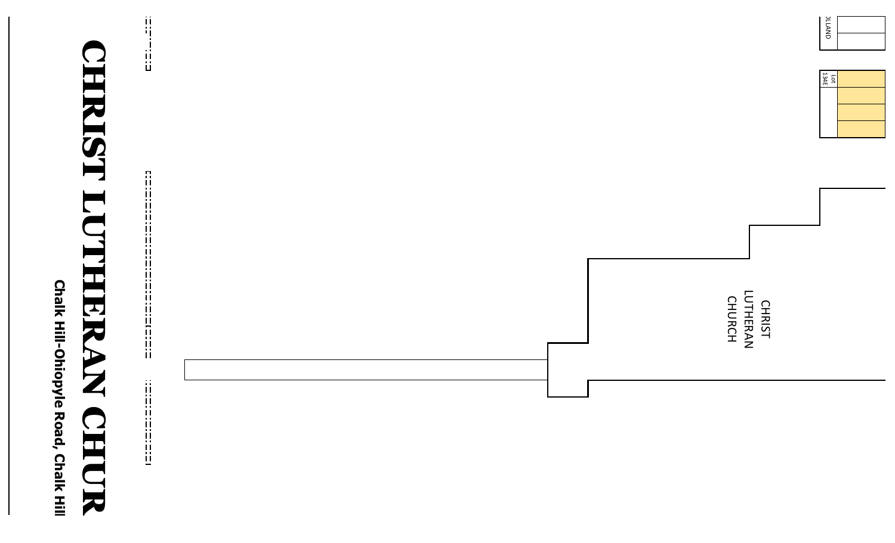# CHRIST LUTHERAN CHUR

**Chalk Hill-Ohiopyle Road, Chalk Hill**

CHRIST LUTHERAN CHURCH

Lot 134E

OLLAND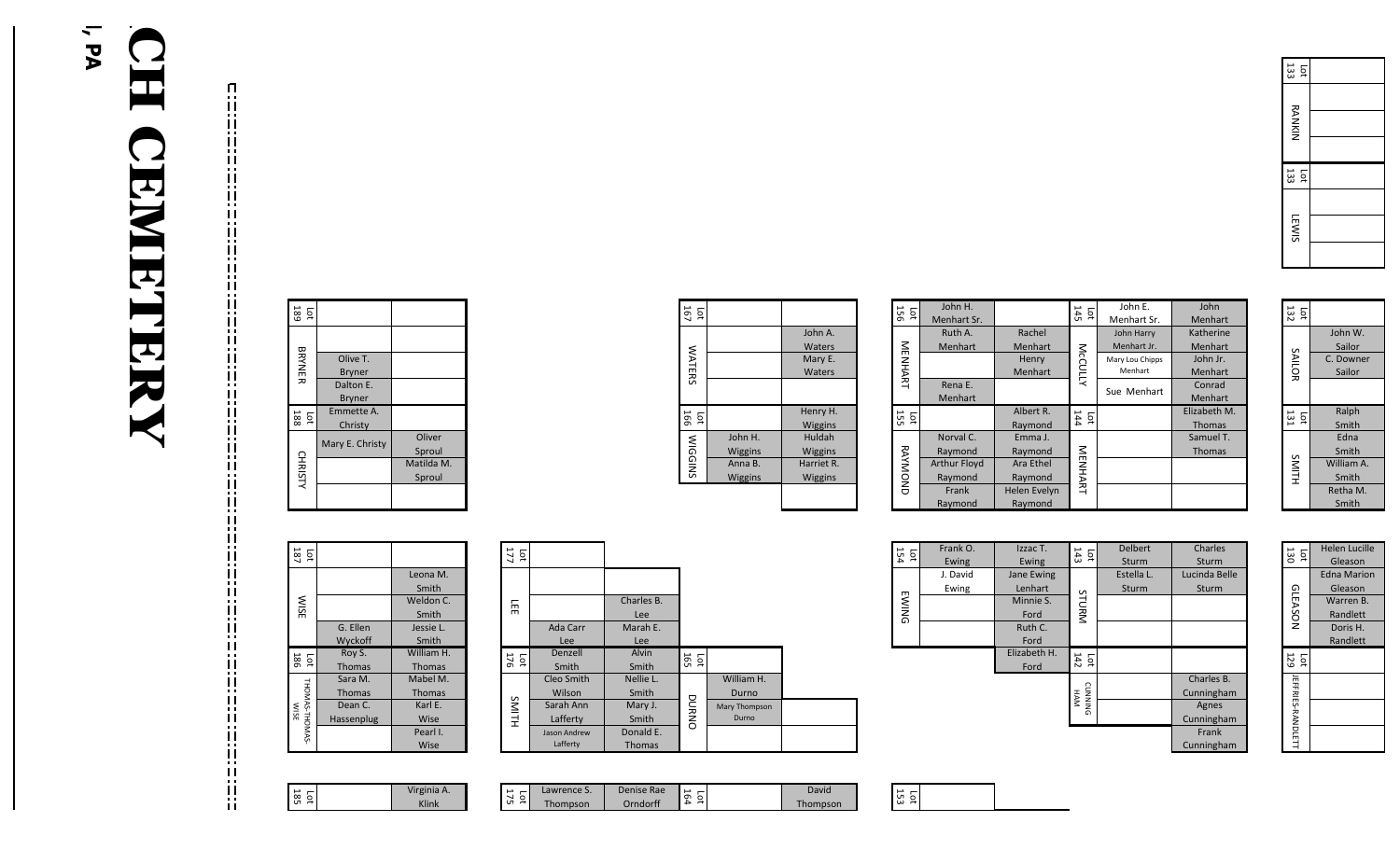# ...CH CEMETERY

..., PA

| Lot | Family | | |
|---|---|---|---|
| Lot 133 | RANKIN | | |
| Lot 133 | LEWIS | | |

| Lot | Family | | |
|---|---|---|---|
| Lot 189 | BRYNER | Olive T. Bryner | |
| | | Dalton E. Bryner | |
| Lot 188 | CHRISTY | Emmette A. Christy | |
| | | Mary E. Christy | Oliver Sproul |
| | | | Matilda M. Sproul |

| Lot | Family | | |
|---|---|---|---|
| Lot 167 | WATERS | | John A. Waters |
| | | | Mary E. Waters |
| Lot 166 | WIGGINS | | Henry H. Wiggins |
| | | John H. Wiggins | Huldah Wiggins |
| | | Anna B. Wiggins | Harriet R. Wiggins |

| Lot | Family | | |
|---|---|---|---|
| Lot 156 | MENHART | John H. Menhart Sr. | |
| | | Ruth A. Menhart | Rachel Menhart |
| | | | Henry Menhart |
| | | Rena E. Menhart | |
| Lot 155 | RAYMOND | | Albert R. Raymond |
| | | Norval C. Raymond | Emma J. Raymond |
| | | Arthur Floyd Raymond | Ara Ethel Raymond |
| | | Frank Raymond | Helen Evelyn Raymond |

| Lot | Family | | |
|---|---|---|---|
| Lot 145 | McCULLY | John E. Menhart Sr. | John Menhart |
| | | John Harry Menhart Jr. | Katherine Menhart |
| | | Mary Lou Chipps Menhart | John Jr. Menhart |
| | | Sue Menhart | Conrad Menhart |
| Lot 144 | MENHART | | Elizabeth M. Thomas |
| | | | Samuel T. Thomas |

| Lot | Family | |
|---|---|---|
| Lot 132 | SAILOR | |
| | | John W. Sailor |
| | | C. Downer Sailor |
| Lot 131 | SMITH | Ralph Smith |
| | | Edna Smith |
| | | William A. Smith |
| | | Retha M. Smith |

| Lot | Family | | |
|---|---|---|---|
| Lot 187 | WISE | | |
| | | | Leona M. Smith |
| | | | Weldon C. Smith |
| | | G. Ellen Wyckoff | Jessie L. Smith |
| Lot 186 | THOMAS-THOMAS-WISE | Roy S. Thomas | William H. Thomas |
| | | Sara M. Thomas | Mabel M. Thomas |
| | | Dean C. Hassenplug | Karl E. Wise |
| | | | Pearl I. Wise |
| Lot 185 | | | Virginia A. Klink |

| Lot | Family | | |
|---|---|---|---|
| Lot 177 | LEE | | |
| | | | Charles B. Lee |
| | | Ada Carr Lee | Marah E. Lee |
| Lot 176 | SMITH | Denzell Smith | Alvin Smith |
| | | Cleo Smith Wilson | Nellie L. Smith |
| | | Sarah Ann Lafferty | Mary J. Smith |
| | | Jason Andrew Lafferty | Donald E. Thomas |
| Lot 175 | | Lawrence S. Thompson | Denise Rae Orndorff |

| Lot | Family | | |
|---|---|---|---|
| Lot 165 | DURNO | | William H. Durno |
| | | | Mary Thompson Durno |
| Lot 164 | | | David Thompson |

| Lot | Family | | |
|---|---|---|---|
| Lot 154 | EWING | Frank O. Ewing | Izzac T. Ewing |
| | | J. David Ewing | Jane Ewing Lenhart |
| | | | Minnie S. Ford |
| | | | Ruth C. Ford |
| | | | Elizabeth H. Ford |
| Lot 153 | | | |

| Lot | Family | | |
|---|---|---|---|
| Lot 143 | STURM | Delbert Sturm | Charles Sturm |
| | | Estella L. Sturm | Lucinda Belle Sturm |
| Lot 142 | CUNNINGHAM | | |
| | | | Charles B. Cunningham |
| | | | Agnes Cunningham |
| | | | Frank Cunningham |

| Lot | Family | |
|---|---|---|
| Lot 130 | GLEASON | Helen Lucille Gleason |
| | | Edna Marion Gleason |
| | | Warren B. Randlett |
| | | Doris H. Randlett |
| Lot 129 | JEFFRIES-RANDLETT | |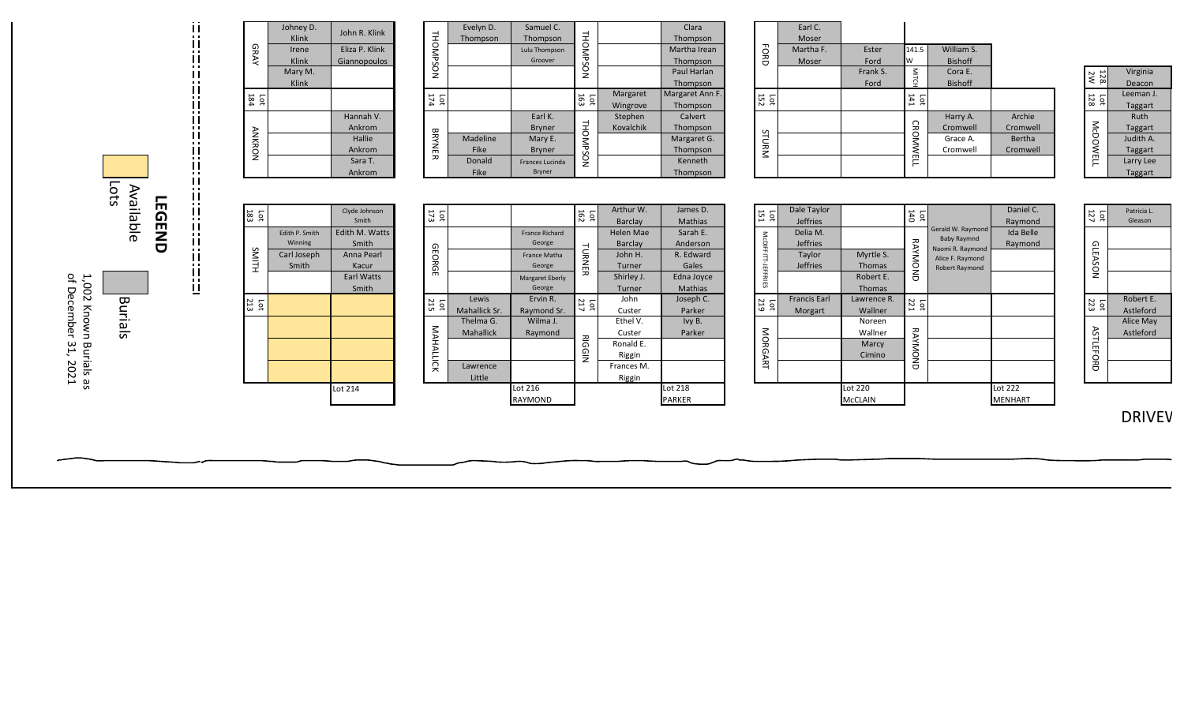## LEGEND

Available Lots

Burials

1,002 Known Burials as of December 31, 2021

| Lot 184 GRAY | | |
|---|---|---|
| | Johney D. Klink | John R. Klink |
| | Irene Klink | Eliza P. Klink Giannopoulos |
| | Mary M. Klink | |

| Lot 184 ANKRON | | |
|---|---|---|
| | | Hannah V. Ankrom |
| | | Hallie Ankrom |
| | | Sara T. Ankrom |

| Lot 174 THOMPSON | | |
|---|---|---|
| | Evelyn D. Thompson | Samuel C. Thompson |
| | | Lulu Thompson Groover |

| Lot 174 BRYNER | | |
|---|---|---|
| | | Earl K. Bryner |
| | Madeline Fike | Mary E. Bryner |
| | Donald Fike | Frances Lucinda Bryner |

| Lot 163 THOMPSON | | |
|---|---|---|
| | | Clara Thompson |
| | | Martha Irean Thompson |
| | | Paul Harlan Thompson |
| | Margaret Wingrove | Margaret Ann F. Thompson |

| Lot 163 THOMPSON | | |
|---|---|---|
| | Stephen Kovalchik | Calvert Thompson |
| | | Margaret G. Thompson |
| | | Kenneth Thompson |

| Lot 152 FORD | | |
|---|---|---|
| | Earl C. Moser | |
| | Martha F. Moser | Ester Ford |
| | | Frank S. Ford |

| Lot 152 STURM | | |
|---|---|---|
| | | |

| Lot 141.5 W MITCH | | |
|---|---|---|
| | William S. Bishoff | |
| | Cora E. Bishoff | |

| Lot 141 CROMWELL | | |
|---|---|---|
| | Harry A. Cromwell | Archie Cromwell |
| | Grace A. Cromwell | Bertha Cromwell |

| Lot 128.2W | |
|---|---|
| | Virginia Deacon |

| Lot 128 MCDOWELL | |
|---|---|
| | Leeman J. Taggart |
| | Ruth Taggart |
| | Judith A. Taggart |
| | Larry Lee Taggart |

| Lot 183 SMITH | | |
|---|---|---|
| | | Clyde Johnson Smith |
| | Edith P. Smith Winning | Edith M. Watts Smith |
| | Carl Joseph Smith | Anna Pearl Kacur |
| | | Earl Watts Smith |

| Lot 173 GEORGE | | |
|---|---|---|
| | | France Richard George |
| | | France Matha George |
| | | Margaret Eberly George |

| Lot 162 TURNER | | |
|---|---|---|
| | Arthur W. Barclay | James D. Mathias |
| | Helen Mae Barclay | Sarah E. Anderson |
| | John H. Turner | R. Edward Gales |
| | Shirley J. Turner | Edna Joyce Mathias |

| Lot 151 McDIFFITT-JEFFRIES | | |
|---|---|---|
| | Dale Taylor Jeffries | |
| | Delia M. Jeffries | |
| | Taylor Jeffries | Myrtle S. Thomas |
| | | Robert E. Thomas |

| Lot 140 RAYMOND | | |
|---|---|---|
| | | Daniel C. Raymond |
| | Gerald W. Raymond, Baby Raymnd, Naomi R. Raymond, Alice F. Raymond, Robert Raymond | Ida Belle Raymond |

| Lot 127 GLEASON | |
|---|---|
| | Patricia L. Gleason |

| Lot 213 | | |
|---|---|---|
| | | |
| | | Lot 214 |

| Lot 215 MAHALLICK | | |
|---|---|---|
| | Lewis Mahallick Sr. | Ervin R. Raymond Sr. |
| | Thelma G. Mahallick | Wilma J. Raymond |
| | Lawrence Little | |
| | | Lot 216 RAYMOND |

| Lot 217 RIGGIN | | |
|---|---|---|
| | John Custer | Joseph C. Parker |
| | Ethel V. Custer | Ivy B. Parker |
| | Ronald E. Riggin | |
| | Frances M. Riggin | |
| | | Lot 218 PARKER |

| Lot 219 MORGART | | |
|---|---|---|
| | Francis Earl Morgart | Lawrence R. Wallner |
| | | Noreen Wallner |
| | | Marcy Cimino |
| | | Lot 220 McCLAIN |

| Lot 221 RAYMOND | | |
|---|---|---|
| | | |
| | | Lot 222 MENHART |

| Lot 223 ASTLEFORD | |
|---|---|
| | Robert E. Astleford |
| | Alice May Astleford |

DRIVEW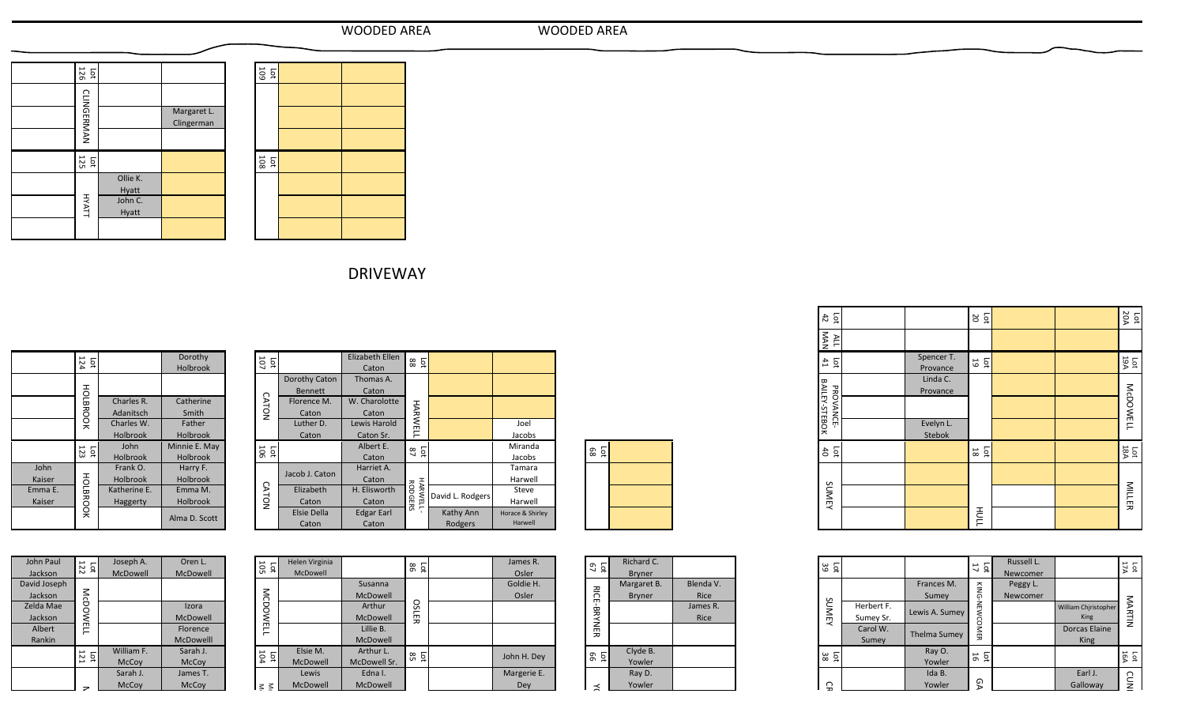WOODED AREA

WOODED AREA

| | Lot 126 | | |
|---|---|---|---|
| | CLINGERMAN | | |
| | | | Margaret L. Clingerman |
| | | | |
| | Lot 125 | | |
| | HYATT | Ollie K. Hyatt | |
| | | John C. Hyatt | |
| | | | |

| Lot 109 | | |
|---|---|---|
| | | |
| | | |
| | | |
| Lot 108 | | |
| | | |
| | | |
| | | |

DRIVEWAY

| | Lot 124 | | Dorothy Holbrook |
|---|---|---|---|
| | HOLBROOK | | |
| | | Charles R. Adanitsch | Catherine Smith |
| | | Charles W. Holbrook | Father Holbrook |
| | Lot 123 | John Holbrook | Minnie E. May Holbrook |
| John Kaiser | HOLBROOK | Frank O. Holbrook | Harry F. Holbrook |
| Emma E. Kaiser | | Katherine E. Haggerty | Emma M. Holbrook |
| | | | Alma D. Scott |

| Lot 107 | | Elizabeth Ellen Caton | Lot 88 | | |
|---|---|---|---|---|---|
| CATON | Dorothy Caton Bennett | Thomas A. Caton | HARWELL | | |
| | Florence M. Caton | W. Charolotte Caton | | | |
| | Luther D. Caton | Lewis Harold Caton Sr. | | | Joel Jacobs |
| Lot 106 | | Albert E. Caton | Lot 87 | | Miranda Jacobs |
| CATON | Jacob J. Caton | Harriet A. Caton | HARWELL-RODGERS | | Tamara Harwell |
| | Elizabeth Caton | H. Ellsworth Caton | | David L. Rodgers | Steve Harwell |
| | Elsie Della Caton | Edgar Earl Caton | | Kathy Ann Rodgers | Horace & Shirley Harwell |

| Lot 68 | |
|---|---|
| | |
| | |
| | |

| Lot 42 | | | Lot 20 | | | Lot 20A |
|---|---|---|---|---|---|---|
| ALLMAN | | | | | | |
| Lot 41 | | Spencer T. Provance | Lot 19 | | | Lot 19A |
| PROVANCE-BAILEY-STEBOK | | Linda C. Provance | | | | McDOWELL |
| | | | | | | |
| | | Evelyn L. Stebok | | | | |
| Lot 40 | | | Lot 18 | | | Lot 18A |
| SUMEY | | | HULL | | | MILLER |
| | | | | | | |
| | | | | | | |

| John Paul Jackson | Lot 122 | Joseph A. McDowell | Oren L. McDowell |
|---|---|---|---|
| David Joseph Jackson | McDOWELL | | |
| Zelda Mae Jackson | | | Izora McDowell |
| Albert Rankin | | | Florence McDowelll |
| | Lot 121 | William F. McCoy | Sarah J. McCoy |
| | M | Sarah J. McCoy | James T. McCoy |

| Lot 105 | Helen Virginia McDowell | | Lot 86 | | James R. Osler |
|---|---|---|---|---|---|
| McDOWELL | | Susanna McDowell | OSLER | | Goldie H. Osler |
| | | Arthur McDowell | | | |
| | | Lillie B. McDowell | | | |
| Lot 104 | Elsie M. McDowell | Arthur L. McDowell Sr. | Lot 85 | | John H. Dey |
| Mc | Lewis McDowell | Edna I. McDowell | | | Margerie E. Dey |

| Lot 67 | Richard C. Bryner | |
|---|---|---|
| RICE-BRYNER | Margaret B. Bryner | Blenda V. Rice |
| | | James R. Rice |
| | | |
| Lot 66 | Clyde B. Yowler | |
| Y | Ray D. Yowler | |

| Lot 39 | | | Lot 17 | Russell L. Newcomer | | Lot 17A |
|---|---|---|---|---|---|---|
| SUMEY | | Frances M. Sumey | KING-NEWCOMER | Peggy L. Newcomer | | MARTIN |
| | Herbert F. Sumey Sr. | Lewis A. Sumey | | | William Chjristopher King | |
| | Carol W. Sumey | Thelma Sumey | | | Dorcas Elaine King | |
| Lot 38 | | Ray O. Yowler | Lot 16 | | | Lot 16A |
| CR | | Ida B. Yowler | GA | | Earl J. Galloway | CUNI |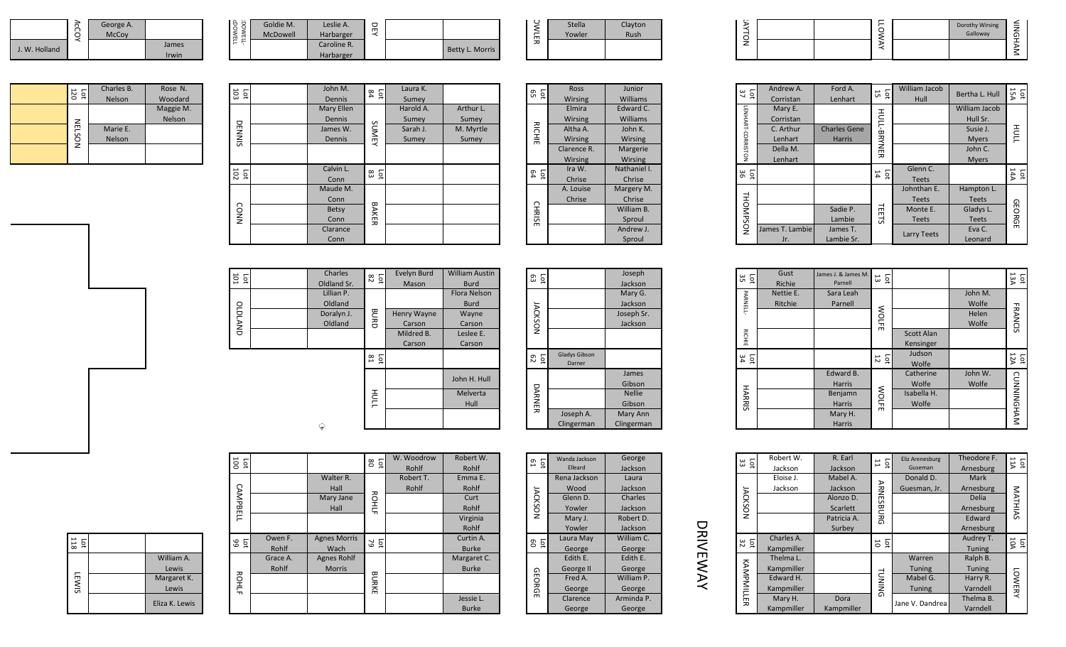| | McCOY | George A. McCoy | |
|---|---|---|---|
| J. W. Holland | | | James Irwin |

| MCDOWELL-MCDOWELL | Goldie M. McDowell | Leslie A. Harbarger | DEY | | |
|---|---|---|---|---|---|
| | | Caroline R. Harbarger | | | Betty L. Morris |

| FOWLER | Stella Yowler | Clayton Rush |
|---|---|---|
| | | |

| CLAYTON | | | HOLLOWAY | | Dorothy Wirsing Galloway | CUNNINGHAM |
|---|---|---|---|---|---|---|
| | | | | | | |

| | Lot 120 | Charles B. Nelson | Rose N. Woodard |
|---|---|---|---|
| | NELSON | | Maggie M. Nelson |
| | | Marie E. Nelson | |
| | | | |

| Lot 103 | | John M. Dennis | Lot 84 | Laura K. Sumey | |
|---|---|---|---|---|---|
| DENNIS | | Mary Ellen Dennis | SUMEY | Harold A. Sumey | Arthur L. Sumey |
| | | James W. Dennis | | Sarah J. Sumey | M. Myrtle Sumey |
| | | | | | |
| Lot 102 | | Calvin L. Conn | Lot 83 | | |
| CONN | | Maude M. Conn | BAKER | | |
| | | Betsy Conn | | | |
| | | Clarance Conn | | | |

| Lot 65 | Ross Wirsing | Junior Williams |
|---|---|---|
| RICHIE | Elmira Wirsing | Edward C. Williams |
| | Altha A. Wirsing | John K. Wirsing |
| | Clarence R. Wirsing | Margerie Wirsing |
| Lot 64 | Ira W. Chrise | Nathaniel I. Chrise |
| CHRISE | A. Louise Chrise | Margery M. Chrise |
| | | William B. Sproul |
| | | Andrew J. Sproul |

| Lot 37 | Andrew A. Corristan | Ford A. Lenhart | Lot 15 | William Jacob Hull | Bertha L. Hull | Lot 15A |
|---|---|---|---|---|---|---|
| LENHART-CORRISTON | Mary E. Corristan | | HULL-BRYNER | | William Jacob Hull Sr. | HULL |
| | C. Arthur Lenhart | Charles Gene Harris | | | Susie J. Myers | |
| | Della M. Lenhart | | | | John C. Myers | |
| Lot 36 | | | Lot 14 | Glenn C. Teets | | Lot 14A |
| THOMPSON | | | TEETS | Johnthan E. Teets | Hampton L. Teets | GEORGE |
| | | Sadie P. Lambie | | Monte E. Teets | Gladys L. Teets | |
| | James T. Lambie Jr. | James T. Lambie Sr. | | Larry Teets | Eva C. Leonard | |

| Lot 101 | | Charles Oldland Sr. | Lot 82 | Evelyn Burd Mason | William Austin Burd |
|---|---|---|---|---|---|
| OLDLAND | | Lillian P. Oldland | BURD | | Flora Nelson Burd |
| | | Doralyn J. Oldland | | Henry Wayne Carson | Wayne Carson |
| | | | | Mildred B. Carson | Leslee E. Carson |
| | | | Lot 81 | | |
| | | | HULL | | John H. Hull |
| | | | | | Melverta Hull |
| | | | | | |

| Lot 63 | | Joseph Jackson |
|---|---|---|
| JACKSON | | Mary G. Jackson |
| | | Joseph Sr. Jackson |
| | | |
| Lot 62 | Gladys Gibson Darner | |
| DARNER | | James Gibson |
| | | Nellie Gibson |
| | Joseph A. Clingerman | Mary Ann Clingerman |

| Lot 35 | Gust Richie | James J. & James M. Parnell | Lot 13 | | | Lot 13A |
|---|---|---|---|---|---|---|
| PARNELL-RICHIE | Nettie E. Ritchie | Sara Leah Parnell | WOLFE | | John M. Wolfe | FRANCIS |
| | | | | | Helen Wolfe | |
| | | | | Scott Alan Kensinger | | |
| Lot 34 | | | Lot 12 | Judson Wolfe | | Lot 12A |
| HARRIS | | Edward B. Harris | WOLFE | Catherine Wolfe | John W. Wolfe | CUNNINGHAM |
| | | Benjamn Harris | | Isabella H. Wolfe | | |
| | | Mary H. Harris | | | | |

| Lot 100 | | | Lot 80 | W. Woodrow Rohlf | Robert W. Rohlf |
|---|---|---|---|---|---|
| CAMPBELL | | Walter R. Hall | ROHLF | Robert T. Rohlf | Emma E. Rohlf |
| | | Mary Jane Hall | | | Curt Rohlf |
| | | | | | Virginia Rohlf |
| Lot 99 | Owen F. Rohlf | Agnes Morris Wach | Lot 79 | | Curtin A. Burke |
| ROHLF | Grace A. Rohlf | Agnes Rohlf Morris | BURKE | | Margaret C. Burke |
| | | | | | |
| | | | | | Jessie L. Burke |

| Lot 61 | Wanda Jackson Elleard | George Jackson |
|---|---|---|
| JACKSON | Rena Jackson Wood | Laura Jackson |
| | Glenn D. Yowler | Charles Jackson |
| | Mary J. Yowler | Robert D. Jackson |
| Lot 60 | Laura May George | William C. George |
| GEORGE | Edith E. George II | Edith E. George |
| | Fred A. George | William P. George |
| | Clarence George | Arminda P. George |

DRIVEWAY

| Lot 33 | Robert W. Jackson | R. Earl Jackson | Lot 11 | Eliz Arenesburg Guseman | Theodore F. Arnesburg | Lot 11A |
|---|---|---|---|---|---|---|
| JACKSON | Eloise J. Jackson | Mabel A. Jackson | ARNESBURG | Donald D. Guesman, Jr. | Mark Arnesburg | MATHIAS |
| | | Alonzo D. Scarlett | | | Delia Arnesburg | |
| | | Patricia A. Surbey | | | Edward Arnesburg | |
| Lot 32 | Charles A. Kampmiller | | Lot 10 | | Audrey T. Tuning | Lot 10A |
| KAMPMILLER | Thelma L. Kampmiller | | TUNING | Warren Tuning | Ralph B. Tuning | LOWERY |
| | Edward H. Kampmiller | | | Mabel G. Tuning | Harry R. Varndell | |
| | Mary H. Kampmiller | Dora Kampmiller | | Jane V. Dandrea | Thelma B. Varndell | |

| Lot 118 | | |
|---|---|---|
| LEWIS | | William A. Lewis |
| | | Margaret K. Lewis |
| | | Eliza K. Lewis |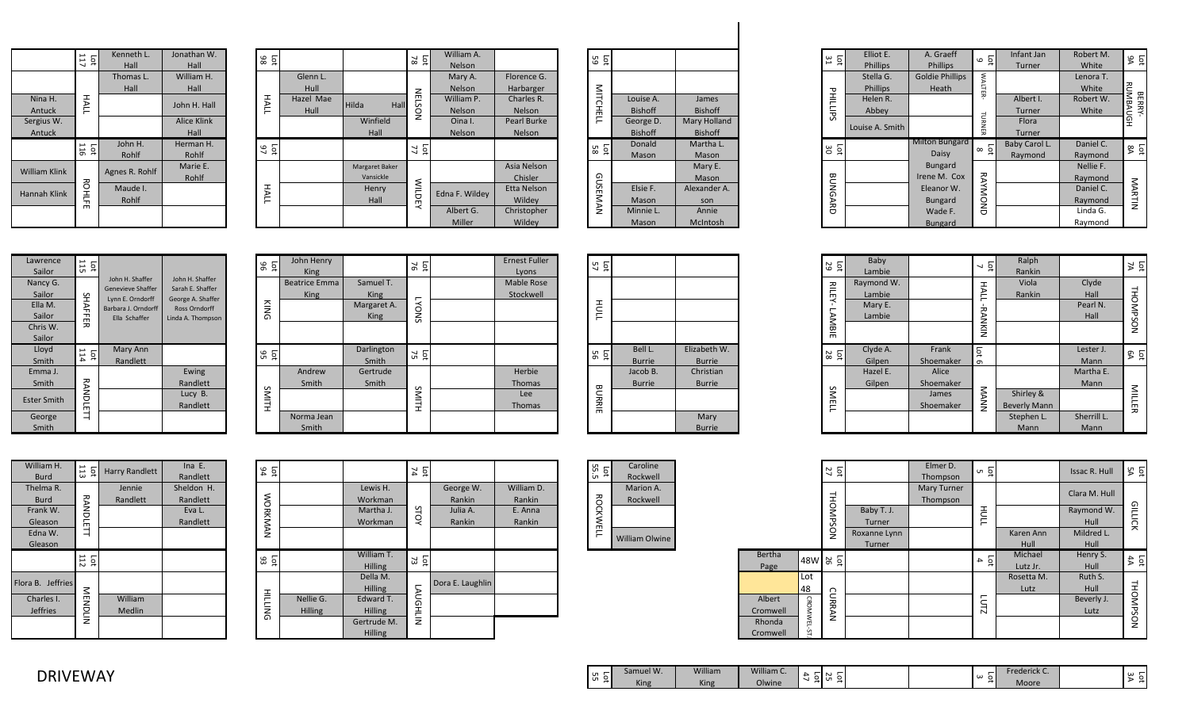| | Lot 117 | Kenneth L. Hall | Jonathan W. Hall |
|---|---|---|---|
| | HALL | Thomas L. Hall | William H. Hall |
| Nina H. Antuck | | | John H. Hall |
| Sergius W. Antuck | | | Alice Klink Hall |
| | Lot 116 | John H. Rohlf | Herman H. Rohlf |
| William Klink | ROHLFE | Agnes R. Rohlf | Marie E. Rohlf |
| Hannah Klink | | Maude I. Rohlf | |
| | | | |

| Lot 98 | | | Lot 78 | William A. Nelson | |
|---|---|---|---|---|---|
| HALL | Glenn L. Hull | | NELSON | Mary A. Nelson | Florence G. Harbarger |
| | Hazel Mae Hull | Hilda Hall | | William P. Nelson | Charles R. Nelson |
| | | Winfield Hall | | Oina I. Nelson | Pearl Burke Nelson |
| Lot 97 | | | Lot 77 | | |
| HALL | | Margaret Baker Vansickle | WILDEY | | Asia Nelson Chisler |
| | | Henry Hall | | Edna F. Wildey | Etta Nelson Wildey |
| | | | | Albert G. Miller | Christopher Wildey |

| Lot 59 | | |
|---|---|---|
| MITCHELL | | |
| | Louise A. Bishoff | James Bishoff |
| | George D. Bishoff | Mary Holland Bishoff |
| Lot 58 | Donald Mason | Martha L. Mason |
| GUSEMAN | | Mary E. Mason |
| | Elsie F. Mason | Alexander A. son |
| | Minnie L. Mason | Annie McIntosh |

| Lot 31 | Elliot E. Phillips | A. Graeff Phillips | Lot 9 | Infant Jan Turner | Robert M. White | Lot 9A |
|---|---|---|---|---|---|---|
| PHILLIPS | Stella G. Phillips | Goldie Phillips Heath | WALTER-TURNER | | Lenora T. White | BERRY-RUMBAUGH |
| | Helen R. Abbey | | | Albert I. Turner | Robert W. White | |
| | Louise A. Smith | | | Flora Turner | | |
| Lot 30 | | Milton Bungard Daisy | Lot 8 | Baby Carol L. Raymond | Daniel C. Raymond | Lot 8A |
| BUNGARD | | Bungard Irene M. Cox | RAYMOND | | Nellie F. Raymond | MARTIN |
| | | Eleanor W. Bungard | | | Daniel C. Raymond | |
| | | Wade F. Bungard | | | Linda G. Raymond | |

| Lawrence Sailor | Lot 115 | | |
|---|---|---|---|
| Nancy G. Sailor | SHAFFER | John H. Shaffer, Genevieve Shaffer, Lynn E. Orndorff, Barbara J. Orndorff, Ella Schaffer | John H. Shaffer, Sarah E. Shaffer, George A. Shaffer, Ross Orndorff, Linda A. Thompson |
| Ella M. Sailor | | | |
| Chris W. Sailor | | | |
| Lloyd Smith | Lot 114 | Mary Ann Randlett | |
| Emma J. Smith | RANDLETT | | Ewing Randlett |
| Ester Smith | | | Lucy B. Randlett |
| George Smith | | | |

| Lot 96 | John Henry King | | Lot 76 | | Ernest Fuller Lyons |
|---|---|---|---|---|---|
| KING | Beatrice Emma King | Samuel T. King | LYONS | | Mable Rose Stockwell |
| | | Margaret A. King | | | |
| | | | | | |
| Lot 95 | | Darlington Smith | Lot 75 | | |
| SMITH | Andrew Smith | Gertrude Smith | SMITH | | Herbie Thomas |
| | | | | | Lee Thomas |
| | Norma Jean Smith | | | | |

| Lot 57 | | |
|---|---|---|
| HULL | | |
| | | |
| | | |
| Lot 56 | Bell L. Burrie | Elizabeth W. Burrie |
| BURRIE | Jacob B. Burrie | Christian Burrie |
| | | |
| | | Mary Burrie |

| Lot 29 | Baby Lambie | | Lot 7 | Ralph Rankin | | Lot 7A |
|---|---|---|---|---|---|---|
| RILEY-LAMBIE | Raymond W. Lambie | | HALL-RANKIN | Viola Rankin | Clyde Hall | THOMPSON |
| | Mary E. Lambie | | | | Pearl N. Hall | |
| | | | | | | |
| Lot 28 | Clyde A. Gilpen | Frank Shoemaker | Lot 6 | | Lester J. Mann | Lot 6A |
| SMELL | Hazel E. Gilpen | Alice Shoemaker | MANN | | Martha E. Mann | MILLER |
| | | James Shoemaker | | Shirley & Beverly Mann | | |
| | | | | Stephen L. Mann | Sherrill L. Mann | |

| William H. Burd | Lot 113 | Harry Randlett | Ina E. Randlett |
|---|---|---|---|
| Thelma R. Burd | RANDLETT | Jennie Randlett | Sheldon H. Randlett |
| Frank W. Gleason | | | Eva L. Randlett |
| Edna W. Gleason | | | |
| | Lot 112 | | |
| Flora B. Jeffries | MENDLIN | | |
| Charles I. Jeffries | | William Medlin | |
| | | | |

| Lot 94 | | | Lot 74 | | |
|---|---|---|---|---|---|
| WORKMAN | | Lewis H. Workman | STOY | George W. Rankin | William D. Rankin |
| | | Martha J. Workman | | Julia A. Rankin | E. Anna Rankin |
| | | | | | |
| Lot 93 | | William T. Hilling | Lot 73 | | |
| HILLING | | Della M. Hilling | LAUGHLIN | Dora E. Laughlin | |
| | Nellie G. Hilling | Edward T. Hilling | | | |
| | | Gertrude M. Hilling | | | |

| Lot 55.5 | Caroline Rockwell |
|---|---|
| ROCKWELL | Marion A. Rockwell |
| | |
| | William Olwine |

| | | Lot 27 | | Elmer D. Thompson | Lot 5 | | Issac R. Hull | Lot 5A |
|---|---|---|---|---|---|---|---|---|
| | | THOMPSON | | Mary Turner Thompson | HULL | | Clara M. Hull | GILLICK |
| | | | Baby T. J. Turner | | | | Raymond W. Hull | |
| | | | Roxanne Lynn Turner | | | Karen Ann Hull | Mildred L. Hull | |
| Bertha Page | 48W | Lot 26 | | | Lot 4 | Michael Lutz Jr. | Henry S. Hull | Lot 4A |
| | Lot 48 | CURRAN | | | LUTZ | Rosetta M. Lutz | Ruth S. Hull | THOMPSON |
| Albert Cromwell | CROMWELL ST. | | | | | | Beverly J. Lutz | |
| Rhonda Cromwell | | | | | | | | |

DRIVEWAY

| Lot 55 | Samuel W. King | William King | William C. Olwine | Lot 47 | Lot 25 | | | Lot 3 | Frederick C. Moore | | Lot 3A |
|---|---|---|---|---|---|---|---|---|---|---|---|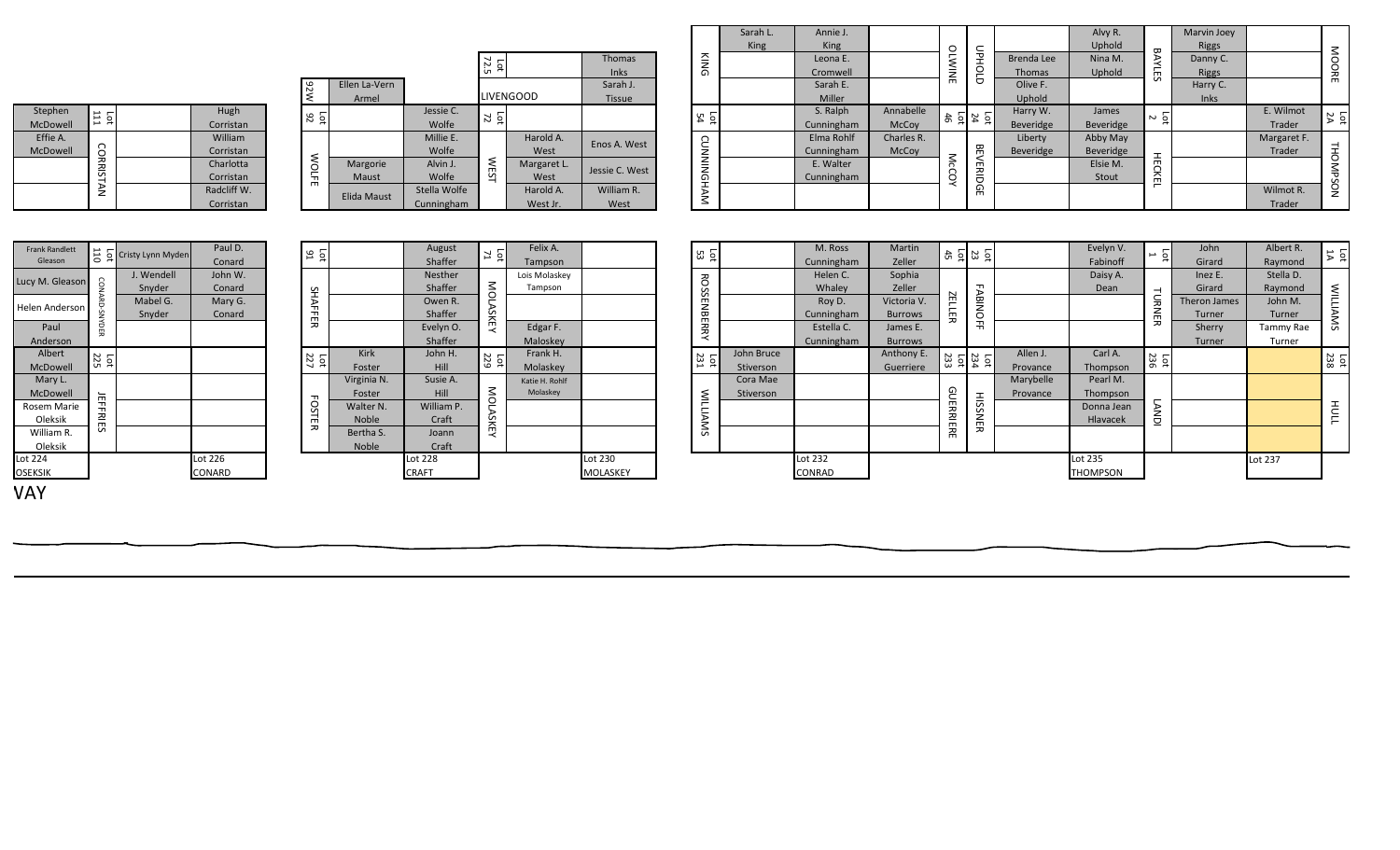| Stephen McDowell | Lot 111 | | Hugh Corristan |
|---|---|---|---|
| Effie A. McDowell | CORRISTAN | | William Corristan |
| | | | Charlotta Corristan |
| | | | Radcliff W. Corristan |

| Lot 92W | Ellen La-Vern Armel | | Lot 72.5 | | Thomas Inks |
|---|---|---|---|---|---|
| | | | LIVENGOOD | | Sarah J. Tissue |
| Lot 92 | | Jessie C. Wolfe | Lot 72 | | |
| WOLFE | | Millie E. Wolfe | WEST | Harold A. West | Enos A. West |
| | Margorie Maust | Alvin J. Wolfe | | Margaret L. West | Jessie C. West |
| | Elida Maust | Stella Wolfe Cunningham | | Harold A. West Jr. | William R. West |

| KING | Sarah L. King | Annie J. King | | OLWINE | UPHOLD | | Alvy R. Uphold | BAYLES | Marvin Joey Riggs | | MOORE |
|---|---|---|---|---|---|---|---|---|---|---|---|
| | | Leona E. Cromwell | | | | Brenda Lee Thomas | Nina M. Uphold | | Danny C. Riggs | | |
| | | Sarah E. Miller | | | | Olive F. Uphold | | | Harry C. Inks | | |
| Lot 54 | | S. Ralph Cunningham | Annabelle McCoy | Lot 46 | Lot 24 | Harry W. Beveridge | James Beveridge | Lot 2 | | E. Wilmot Trader | Lot 2A |
| CUNNINGHAM | | Elma Rohlf Cunningham | Charles R. McCoy | McCOY | BEVERIDGE | Liberty Beveridge | Abby May Beveridge | HECKEL | | Margaret F. Trader | THOMPSON |
| | | E. Walter Cunningham | | | | | Elsie M. Stout | | | | |
| | | | | | | | | | | Wilmot R. Trader | |

| Frank Randlett Gleason | Lot 110 | Cristy Lynn Myden | Paul D. Conard |
|---|---|---|---|
| Lucy M. Gleason | CONARD-SNYDER | J. Wendell Snyder | John W. Conard |
| Helen Anderson | | Mabel G. Snyder | Mary G. Conard |
| Paul Anderson | | | |
| Albert McDowell | Lot 225 | | |
| Mary L. McDowell | JEFFRIES | | |
| Rosem Marie Oleksik | | | |
| William R. Oleksik | | | |
| Lot 224 OSEKSIK | | | Lot 226 CONARD |

| Lot 91 | | August Shaffer | Lot 71 | Felix A. Tampson | |
|---|---|---|---|---|---|
| SHAFFER | | Nesther Shaffer | MOLASKEY | Lois Molaskey Tampson | |
| | | Owen R. Shaffer | | | |
| | | Evelyn O. Shaffer | | Edgar F. Maloskey | |
| Lot 227 | Kirk Foster | John H. Hill | Lot 229 | Frank H. Molaskey | |
| FOSTER | Virginia N. Foster | Susie A. Hill | MOLASKEY | Katie H. Rohlf Molaskey | |
| | Walter N. Noble | William P. Craft | | | |
| | Bertha S. Noble | Joann Craft | | | |
| | | Lot 228 CRAFT | | | Lot 230 MOLASKEY |

| Lot 53 | | M. Ross Cunningham | Martin Zeller | Lot 45 | Lot 23 | | Evelyn V. Fabinoff | Lot 1 | John Girard | Albert R. Raymond | Lot 1A |
|---|---|---|---|---|---|---|---|---|---|---|---|
| ROSSENBERRY | | Helen C. Whaley | Sophia Zeller | ZELLER | FABINOFF | | Daisy A. Dean | TURNER | Inez E. Girard | Stella D. Raymond | WILLIAMS |
| | | Roy D. Cunningham | Victoria V. Burrows | | | | | | Theron James Turner | John M. Turner | |
| | | Estella C. Cunningham | James E. Burrows | | | | | | Sherry Turner | Tammy Rae Turner | |
| Lot 231 | John Bruce Stiverson | | Anthony E. Guerriere | Lot 233 | Lot 234 | Allen J. Provance | Carl A. Thompson | Lot 236 | | | Lot 238 |
| WILLIAMS | Cora Mae Stiverson | | | GUERRIERE | HISSNER | Marybelle Provance | Pearl M. Thompson | LANDI | | | HULL |
| | | | | | | | Donna Jean Hlavacek | | | | |
| | | | | | | | | | | | |
| | | Lot 232 CONRAD | | | | | Lot 235 THOMPSON | | | Lot 237 | |

VAY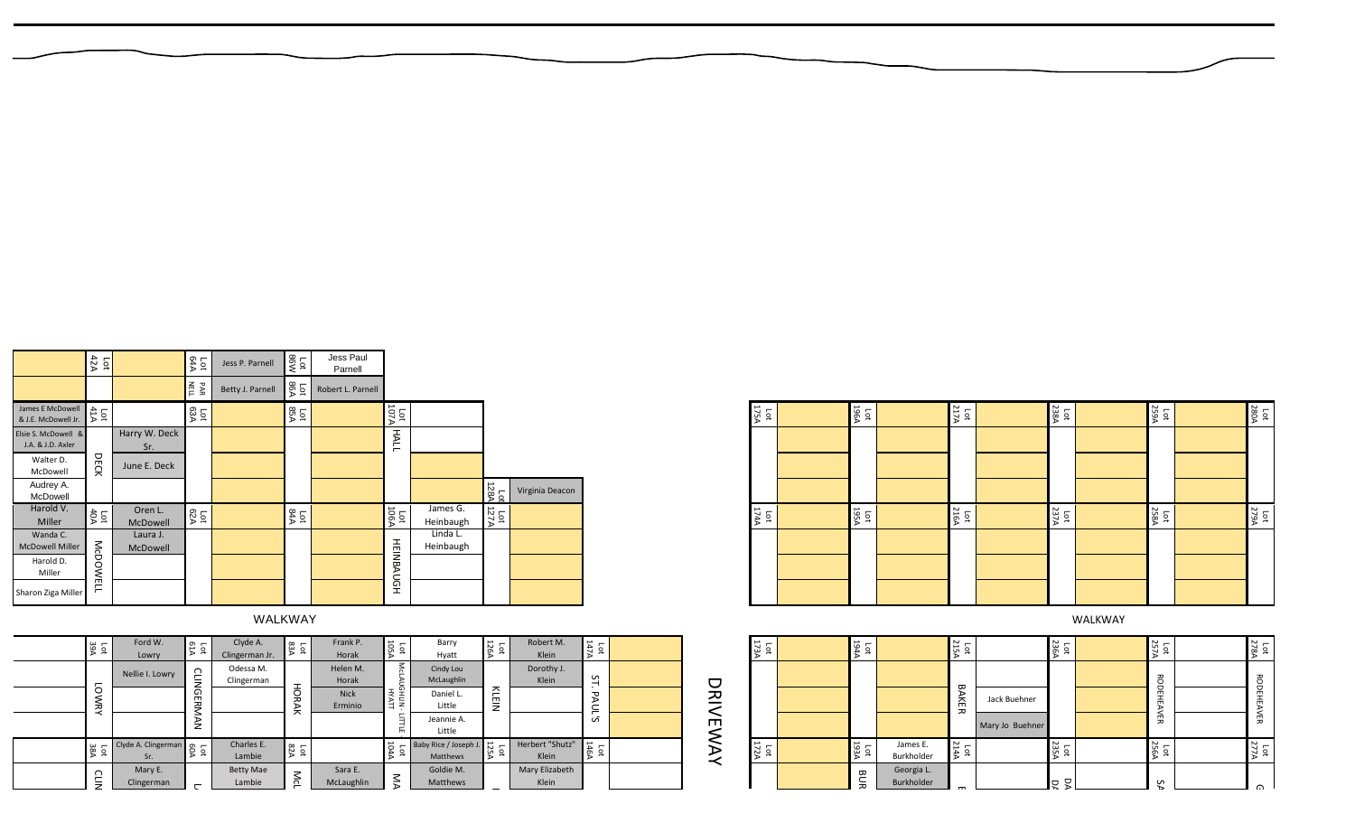| | Lot 42A | | Lot 64A | Jess P. Parnell | Lot 86W | Jess Paul Parnell |
|---|---|---|---|---|---|---|
| | | | PAR NELL | Betty J. Parnell | Lot 86A | Robert L. Parnell |

| | | | | | | | | | | |
|---|---|---|---|---|---|---|---|---|---|---|
| James E McDowell & J.E. McDowell Jr. | Lot 41A | | Lot 63A | | Lot 85A | | Lot 107A | | | |
| Elsie S. McDowell & J.A. & J.D. Axler | DECK | Harry W. Deck Sr. | | | | | HALL | | | |
| Walter D. McDowell | | June E. Deck | | | | | | | | |
| Audrey A. McDowell | | | | | | | | | Lot 128A | Virginia Deacon |
| Harold V. Miller | Lot 40A | Oren L. McDowell | Lot 62A | | Lot 84A | | Lot 106A | James G. Heinbaugh | Lot 127A | |
| Wanda C. McDowell Miller | McDOWELL | Laura J. McDowell | | | | | HEINBAUGH | Linda L. Heinbaugh | | |
| Harold D. Miller | | | | | | | | | | |
| Sharon Ziga Miller | | | | | | | | | | |

| | | | | | | | | | | |
|---|---|---|---|---|---|---|---|---|---|---|
| Lot 175A | | Lot 196A | | Lot 217A | | Lot 238A | | Lot 259A | | Lot 280A |
| | | | | | | | | | | |
| | | | | | | | | | | |
| | | | | | | | | | | |
| Lot 174A | | Lot 195A | | Lot 216A | | Lot 237A | | Lot 258A | | Lot 279A |
| | | | | | | | | | | |
| | | | | | | | | | | |
| | | | | | | | | | | |

WALKWAY

WALKWAY

| | | | | | | | | | | | | |
|---|---|---|---|---|---|---|---|---|---|---|---|---|
| | Lot 39A | Ford W. Lowry | Lot 61A | Clyde A. Clingerman Jr. | Lot 83A | Frank P. Horak | Lot 105A | Barry Hyatt | Lot 126A | Robert M. Klein | Lot 147A | |
| | LOWRY | Nellie I. Lowry | CLINGERMAN | Odessa M. Clingerman | HORAK | Helen M. Horak | McLAUGHLIN - LITTLE HYATT | Cindy Lou McLaughlin | KLEIN | Dorothy J. Klein | ST. PAUL'S | |
| | | | | | | Nick Erminio | | Daniel L. Little | | | | |
| | | | | | | | | Jeannie A. Little | | | | |
| | Lot 38A | Clyde A. Clingerman Sr. | Lot 60A | Charles E. Lambie | Lot 82A | | Lot 104A | Baby Rice / Joseph J. Matthews | Lot 125A | Herbert "Shutz" Klein | Lot 146A | |
| | CLIN | Mary E. Clingerman | L | Betty Mae Lambie | McL | Sara E. McLaughlin | MA | Goldie M. Matthews | | Mary Elizabeth Klein | | |

DRIVEWAY

| | | | | | | | | | | |
|---|---|---|---|---|---|---|---|---|---|---|
| Lot 173A | | Lot 194A | | Lot 215A | | Lot 236A | | Lot 257A | | Lot 278A |
| | | | | BAKER | | | | RODEHEAVER | | RODEHEAVER |
| | | | | | Jack Buehner | | | | | |
| | | | | | Mary Jo Buehner | | | | | |
| Lot 172A | | Lot 193A | James E. Burkholder | Lot 214A | | Lot 235A | | Lot 256A | | Lot 277A |
| | | BUR | Georgia L. Burkholder | E | | DA | | SA | | G |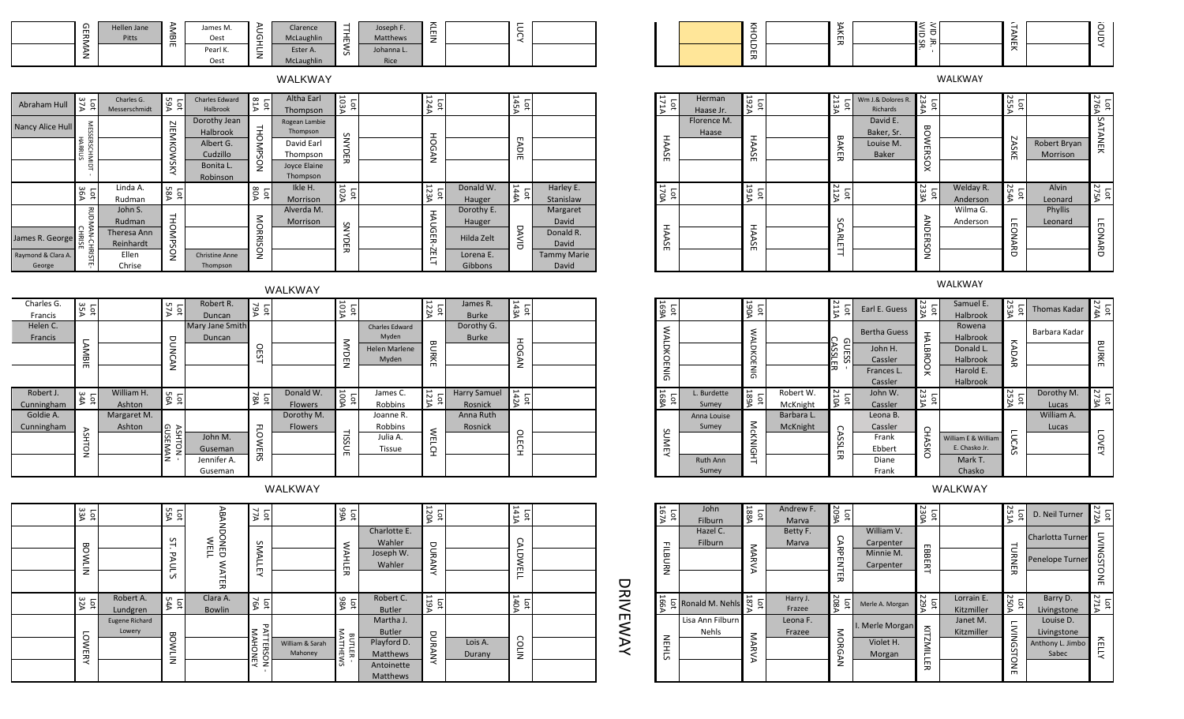| Family | Names |
|---|---|
| GERMAN | Hellen Jane Pitts |
| AMBIE | James M. Oest; Pearl K. Oest |
| AUGHLIN | Clarence McLaughlin; Ester A. McLaughlin |
| THEWS | Joseph F. Matthews; Johanna L. Rice |
| KLEIN | |
| LUCY | |

WALKWAY

| | Lot | Family | Names |
|---|---|---|---|
| Abraham Hull; Nancy Alice Hull | Lot 37A | MESSERSCHMIDT - HARRIUS | Charles G. Messerschmidt |
| | Lot 59A | ZIEMKOWSKY | Charles Edward Halbrook; Dorothy Jean Halbrook; Albert G. Cudzillo; Bonita L. Robinson |
| | Lot 81A | THOMPSON | Altha Earl Thompson; Rogean Lambie Thompson; David Earl Thompson; Joyce Elaine Thompson |
| | Lot 103A | SNYDER | |
| | Lot 124A | HOGAN | |
| | Lot 145A | EADIE | |
| James R. George; Raymond & Clara A. George | Lot 36A | RUDMAN-CHRISTE-CHRISE | Linda A. Rudman; John S. Rudman; Theresa Ann Reinhardt; Ellen Chrise |
| | Lot 58A | THOMPSON | Christine Anne Thompson |
| | Lot 80A | MORRISON | Ikle H. Morrison; Alverda M. Morrison |
| | Lot 102A | SNYDER | |
| | Lot 123A | HAUGER-ZELT | Donald W. Hauger; Dorothy E. Hauger; Hilda Zelt; Lorena E. Gibbons |
| | Lot 144A | DAVID | Harley E. Stanislaw; Margaret David; Donald R. David; Tammy Marie David |

WALKWAY

| | Lot | Family | Names |
|---|---|---|---|
| Charles G. Francis; Helen C. Francis | Lot 35A | LAMBIE | |
| | Lot 57A | DUNCAN | Robert R. Duncan; Mary Jane Smith Duncan |
| | Lot 79A | OEST | |
| | Lot 101A | MYDEN | Charles Edward Myden; Helen Marlene Myden |
| | Lot 122A | BURKE | James R. Burke; Dorothy G. Burke |
| | Lot 143A | HOGAN | |
| Robert J. Cunningham; Goldie A. Cunningham | Lot 34A | ASHTON | William H. Ashton; Margaret M. Ashton |
| | Lot 56A | ASHTON - GUSEMAN | John M. Guseman; Jennifer A. Guseman |
| | Lot 78A | FLOWERS | Donald W. Flowers; Dorothy M. Flowers |
| | Lot 100A | TISSUE | James C. Robbins; Joanne R. Robbins; Julia A. Tissue |
| | Lot 121A | WELCH | Harry Samuel Rosnick; Anna Ruth Rosnick |
| | Lot 142A | OLECH | |

WALKWAY

| Lot | Family | Names |
|---|---|---|
| Lot 33A | BOWLIN | |
| Lot 55A | ST. PAUL'S | ABANDONED WATER WELL |
| Lot 77A | SMALLEY | |
| Lot 99A | WAHLER | Charlotte E. Wahler; Joseph W. Wahler |
| Lot 120A | DURANY | |
| Lot 141A | CALDWELL | |
| Lot 32A | LOWERY | Robert A. Lundgren; Eugene Richard Lowery |
| Lot 54A | BOWLIN | Clara A. Bowlin |
| Lot 76A | PATTERSON - MAHONEY | William & Sarah Mahoney |
| Lot 98A | BUTLER - MATTHEWS | Robert C. Butler; Martha J. Butler; Playford D. Matthews; Antoinette Matthews |
| Lot 119A | DURANY | Lois A. Durany |
| Lot 140A | COLIN | |

DRIVEWAY

| Family | Names |
|---|---|
| KHOLDER | |
| BAKER | |
| VID JR. - VID SR. | |
| STANEK | |
| GOUDY | |

WALKWAY

| Lot | Family | Names |
|---|---|---|
| Lot 171A | HAASE | Herman Haase Jr.; Florence M. Haase |
| Lot 192A | HAASE | |
| Lot 213A | BAKER | Wm J.& Dolores R. Richards; David E. Baker, Sr.; Louise M. Baker |
| Lot 234A | BOWERSOX | |
| Lot 255A | ZASKE | Robert Bryan Morrison |
| Lot 276A | SATANEK | |
| Lot 170A | HAASE | |
| Lot 191A | HAASE | |
| Lot 212A | SCARLETT | |
| Lot 233A | ANDERSON | Welday R. Anderson; Wilma G. Anderson |
| Lot 254A | LEONARD | Alvin Leonard; Phyllis Leonard |
| Lot 275A | LEONARD | |

WALKWAY

| Lot | Family | Names |
|---|---|---|
| Lot 169A | WALDKOENIG | |
| Lot 190A | WALDKOENIG | |
| Lot 211A | GUESS - CASSLER | Earl E. Guess; Bertha Guess; John H. Cassler; Frances L. Cassler |
| Lot 232A | HALBROOK | Samuel E. Halbrook; Rowena Halbrook; Donald L. Halbrook; Harold E. Halbrook |
| Lot 253A | KADAR | Thomas Kadar; Barbara Kadar |
| Lot 274A | BURKE | |
| Lot 168A | SUMEY | L. Burdette Sumey; Anna Louise Sumey; Ruth Ann Sumey |
| Lot 189A | McKNIGHT | Robert W. McKnight; Barbara L. McKnight |
| Lot 210A | CASSLER | John W. Cassler; Leona B. Cassler; Frank Ebbert; Diane Frank |
| Lot 231A | CHASKO | William E & William E. Chasko Jr.; Mark T. Chasko |
| Lot 252A | LUCAS | Dorothy M. Lucas; William A. Lucas |
| Lot 273A | LOVEY | |

WALKWAY

| Lot | Family | Names |
|---|---|---|
| Lot 167A | FILBURN | John Filburn; Hazel C. Filburn |
| Lot 188A | MARVA | Andrew F. Marva; Betty F. Marva |
| Lot 209A | CARPENTER | William V. Carpenter; Minnie M. Carpenter |
| Lot 230A | EBBERT | |
| Lot 251A | TURNER | D. Neil Turner; Charlotta Turner; Penelope Turner |
| Lot 272A | LIVINGSTONE | |
| Lot 166A | NEHLS | Ronald M. Nehls; Lisa Ann Filburn Nehls |
| Lot 187A | MARVA | Harry J. Frazee; Leona F. Frazee |
| Lot 208A | MORGAN | Merle A. Morgan; I. Merle Morgan; Violet H. Morgan |
| Lot 229A | KITZMILLER | Lorraine E. Kitzmiller; Janet M. Kitzmiller |
| Lot 250A | LIVINGSTONE | Barry D. Livingstone; Louise D. Livingstone; Anthony L. Jimbo Sabec |
| Lot 271A | KELLY | |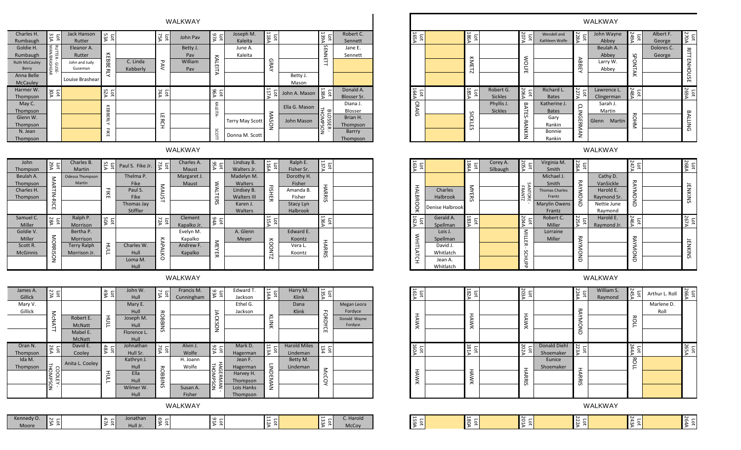## WALKWAY

| | | | | | | | | | | | | |
|---|---|---|---|---|---|---|---|---|---|---|---|---|
| Charles H. Rumbaugh | Lot 31A | Jack Hanson Rutter | Lot 53A | | Lot 75A | John Pav | Lot 97A | Joseph M. Kaleita | Lot 118A | | Lot 139A | Robert C. Sennett |
| Goldie H. Rumbaugh | RUTTER-GUISEMAN/BRASHEAR | Eleanor A. Rutter | KEBBERLY | | PAV | Betty J. Pav | KALEITA | June A. Kaleita | GRAY | | SENNETT | Jane E. Sennett |
| Ruth McCauley Berry | | John and Judy Guseman | | C. Linda Kebberly | | William Pav | | | | | | |
| Anna Belle McCauley | | Louise Brashear | | | | | | | | Betty J. Mason | | |
| Harmer W. Thompson | Lot 30A | | Lot 52A | | Lot 74A | | Lot 96A | | Lot 117A | John A. Mason | Lot 138A | Donald A. Blosser Sr. |
| May C. Thompson | | | KEBBERLY-FIKE | | LERCH | | KALEITA-SCOTT | | MASON | Ella G. Mason | BLOSSER-THOMPSON | Diana J. Blosser |
| Glenn W. Thompson | | | | | | | | Terry May Scott | | John Mason | | Brian H. Thompson |
| N. Jean Thompson | | | | | | | | Donna M. Scott | | | | Barrry Thompson |

## WALKWAY

| | | | | | | | | | | | | |
|---|---|---|---|---|---|---|---|---|---|---|---|---|
| John Thompson | Lot 29A | Charles B. Martin | Lot 51A | Paul S. Fike Jr. | Lot 73A | Charles A. Maust | Lot 95A | Lindsay B. Walters Jr. | Lot 116A | Ralph E. Fisher Sr. | Lot 137A | |
| Beulah A. Thompson | MARTIN-RICE | Odessa Thompson Martin | FIKE | Thelma P. Fike | MAUST | Margaret J. Maust | WALTERS | Madelyn M. Walters | FISHER | Dorothy H. Fisher | HARRIS | |
| Charles H. Thompson | | | | Paul S. Fike | | | | Lindsey B. Walters III | | Amanda B. Fisher | | |
| | | | | Thomas Jay Stiffler | | | | Karen J. Walters | | Stacy Lyn Halbrook | | |
| Samuel C. Miller | Lot 28A | Ralph P. Morrison | Lot 50A | | Lot 72A | Clement Kapalko Jr. | Lot 94A | | Lot 115A | | Lot 136A | |
| Goldie V. Miller | MORRISON | Bertha P. Morrison | HULL | | KAPALKO | Evelyn M. Kapalko | MEYER | A. Glenn Meyer | KOONTZ | Edward E. Koontz | HARRIS | |
| Scott R. McGinnis | | Terry Ralph Morrison Jr. | | Charles W. Hull | | Andrew F. Kapalko | | | | Vera L. Koontz | | |
| | | | | Loma M. Hull | | | | | | | | |

## WALKWAY

| | | | | | | | | | | | | |
|---|---|---|---|---|---|---|---|---|---|---|---|---|
| James A. Gillick | Lot 27A | | Lot 49A | John W. Hull | Lot 71A | Francis M. Cunningham | Lot 93A | Edward T. Jackson | Lot 114A | Harry M. Klink | Lot 135A | |
| Mary V. Gillick | McNATT | | HULL | Mary E. Hull | ROBBINS | | JACKSON | Ethel G. Jackson | KLINK | Dana Klink | FORDYCE | Megan Leora Fordyce |
| | | Robert E. McNatt | | Joseph M. Hull | | | | | | | | Donald Wayne Fordyce |
| | | Mabel E. McNatt | | Florence L. Hull | | | | | | | | |
| Oran N. Thompson | Lot 26A | David E. Cooley | Lot 48A | Johnathan Hull Sr. | Lot 70A | Alvin J. Wolfe | Lot 92A | Mark D. Hagerman | Lot 113A | Harold Miles Lindeman | Lot 134 | |
| Ida M. Thompson | COOLEY-THOMPSON | Anita L. Cooley | HULL | Kathryn J. Hull | ROBBINS | H. Joann Wolfe | HAGERMAN-THOMPSON | Jean F. Hagerman | LINDEMAN | Betty M. Lindeman | McCOY | |
| | | | | Ella Hull | | | | Harvey H. Thompson | | | | |
| | | | | Wilmer W. Hull | | Susan A. Fisher | | Lois Hanks Thompson | | | | |

## WALKWAY

| | | | | | | | | | | | | |
|---|---|---|---|---|---|---|---|---|---|---|---|---|
| Kennedy O. Moore | Lot 25A | | Lot 47A | Jonathan Hull Jr. | Lot 69A | | Lot 91A | | Lot 112A | | Lot 133A | C. Harold McCoy |

## WALKWAY

| | | | | | | | | | | |
|---|---|---|---|---|---|---|---|---|---|---|
| Lot 165A | | Lot 186A | | Lot 207A | Wendell and Kathleen Wolfe | Lot 228A | John Wayne Abbey | Lot 249A | Albert F. George | Lot 270A |
| | | KMETZ | | WOLFE | | ABBEY | Beulah A. Abbey | SPONTAK | Dolores C. George | RITTENHOUSE |
| | | | | | | | Larry W. Abbey | | | |
| | | | | | | | | | | |
| Lot 164A | | Lot 185A | Robert G. Sickles | Lot 206A | Richard L. Bates | Lot 227A | Lawrence L. Clingerman | Lot 248A | | Lot 269A |
| CRAIG | | SICKLES | Phyllis J. Sickles | BATES-RANKIN | Katherine J. Bates | CLINGERMAN | Sarah J. Martin | ROHM | | BALLING |
| | | | | | Gary Rankin | | Glenn Martin | | | |
| | | | | | Bonnie Rankin | | | | | |

## WALKWAY

| | | | | | | | | | | |
|---|---|---|---|---|---|---|---|---|---|---|
| Lot 163A | | Lot 184A | Corey A. Silbaugh | Lot 205A | Virginia M. Smith | Lot 226A | | Lot 247A | | Lot 268A |
| HALBROOK | | MYERS | | SANTORE-FRANTZ | Michael J. Smith | RAYMOND | Cathy D. VanSickle | RAYMOND | | JENKINS |
| | Charles Halbrook | | | | Thomas Charles Frantz | | Harold E. Raymond Sr. | | | |
| | Denise Halbrook | | | | Marylin Owens Frantz | | Nettie June Raymond | | | |
| Lot 162A | Gerald A. Spellman | Lot 183A | | Lot 204A | Robert C. Miller | Lot 225A | Harold E. Raymond Jr. | Lot 246A | | Lot 267A |
| WHITLATCH | Lois J. Spellman | | | MILLER-SCHUPP | Lorraine Miller | RAYMOND | | RAYMOND | | JENKINS |
| | David J. Whitlatch | | | | | | | | | |
| | Jean A. Whitlatch | | | | | | | | | |

## WALKWAY

| | | | | | | | | | | |
|---|---|---|---|---|---|---|---|---|---|---|
| Lot 161A | | Lot 182A | | Lot 203A | | Lot 224A | William S. Raymond | Lot 245A | Arthur L. Roll | Lot 266A |
| HAWK | | HAWK | | HAWK | | RAYMOND | | ROLL | Marlene D. Roll | |
| | | | | | | | | | | |
| | | | | | | | | | | |
| Lot 160A | | Lot 181A | | Lot 202A | Donald Diehl Shoemaker | Lot 223A | | Lot 244A | | Lot 265A |
| HAWK | | HAWK | | HARRIS | Eunice Shoemaker | HARRIS | | ROLL | | |

## WALKWAY

| | | | | | | | | | | |
|---|---|---|---|---|---|---|---|---|---|---|
| Lot 159A | | Lot 180A | | Lot 201A | | Lot 222A | | Lot 243A | | Lot 264A |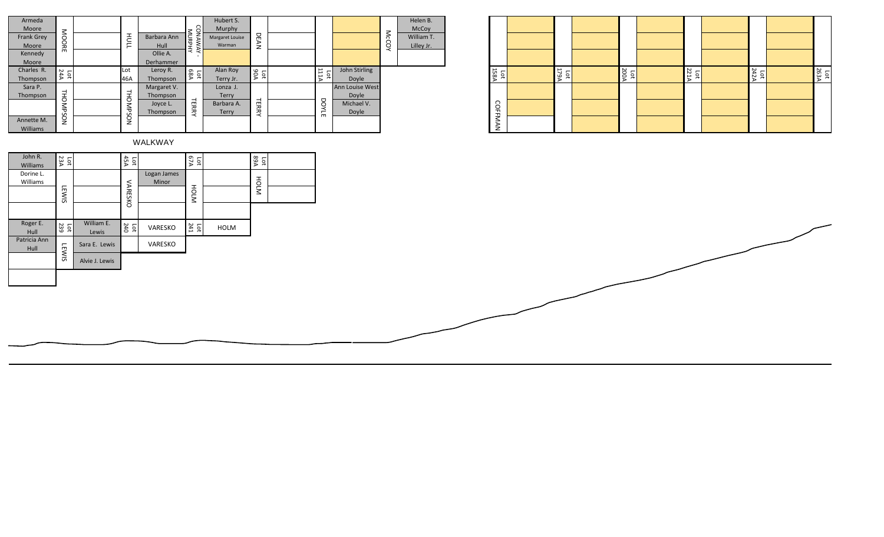| Armeda Moore | MOORE | | HULL | | CONAWAY - MURPHY | Hubert S. Murphy | DEAN | | | | McCOY | Helen B. McCoy |
|---|---|---|---|---|---|---|---|---|---|---|---|---|
| Frank Grey Moore | | | | Barbara Ann Hull | | Margaret Louise Warman | | | | | | William T. Lilley Jr. |
| Kennedy Moore | | | | Ollie A. Derhammer | | | | | | | | |
| Charles R. Thompson | Lot 24A | | Lot 46A | Leroy R. Thompson | Lot 68A | Alan Roy Terry Jr. | Lot 90A | | Lot 111A | John Stirling Doyle | | |
| Sara P. Thompson | THOMPSON | | THOMPSON | Margaret V. Thompson | TERRY | Lonza J. Terry | TERRY | | DOYLE | Ann Louise West Doyle | | |
| | | | | Joyce L. Thompson | | Barbara A. Terry | | | | Michael V. Doyle | | |
| Annette M. Williams | | | | | | | | | | | | |

| | | | | | | | | | | |
|---|---|---|---|---|---|---|---|---|---|---|
| Lot 158A | | Lot 179A | | Lot 200A | | Lot 221A | | Lot 242A | | Lot 263A |
| COFFMAN | | | | | | | | | | |

WALKWAY

| John R. Williams | Lot 23A | | Lot 45A | | Lot 67A | | Lot 89A | |
|---|---|---|---|---|---|---|---|---|
| Dorine L. Williams | LEWIS | | VARESKO | Logan James Minor | HOLM | | HOLM | |
| | | | | | | | | |
| | | | | | | | | |
| Roger E. Hull | Lot 239 | William E. Lewis | Lot 240 | VARESKO | Lot 241 | HOLM | | |
| Patricia Ann Hull | LEWIS | Sara E. Lewis | | VARESKO | | | | |
| | | Alvie J. Lewis | | | | | | |
| | | | | | | | | |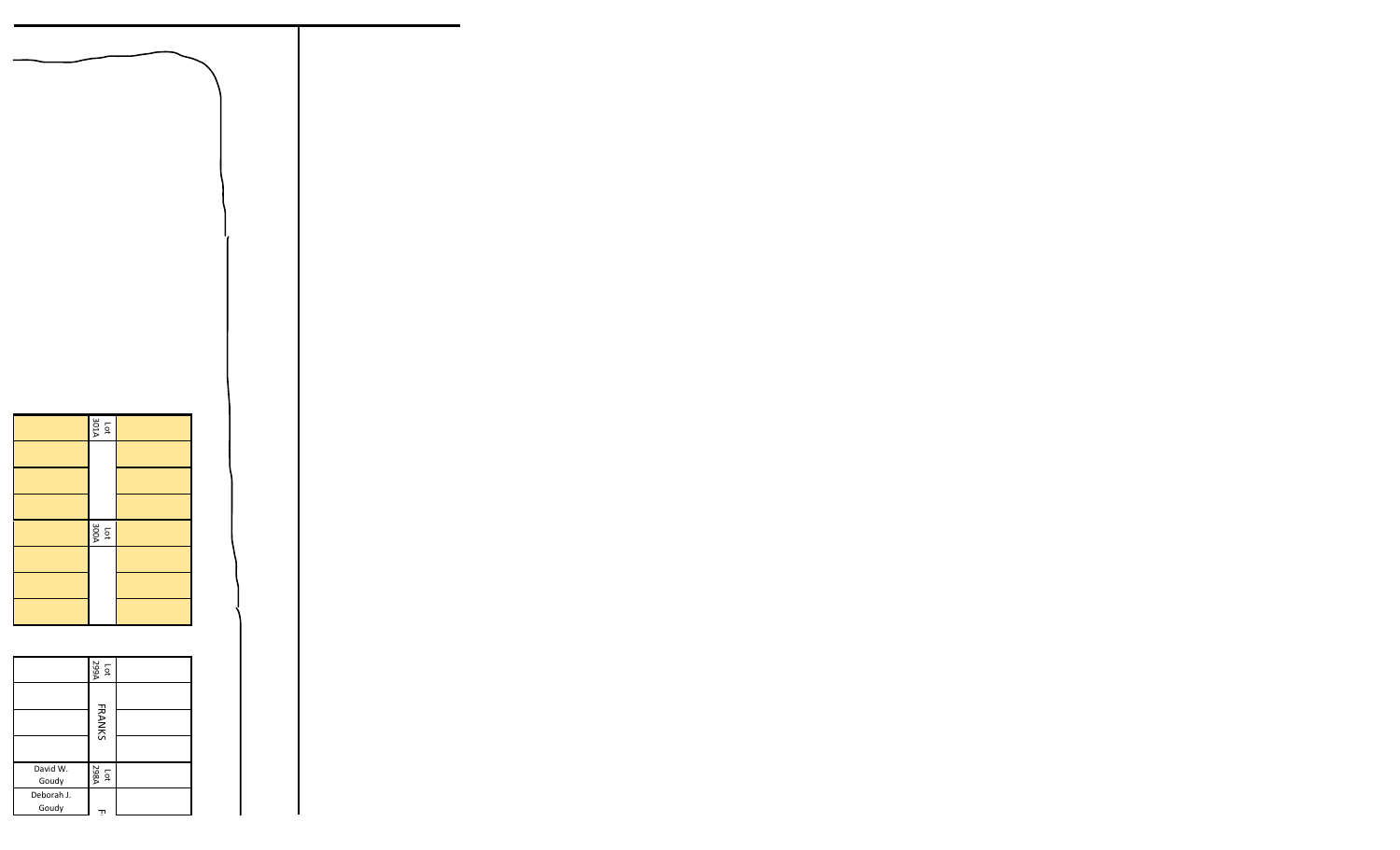| | Lot 301A | |
|---|---|---|
| | | |
| | | |
| | | |
| | Lot 300A | |
| | | |
| | | |
| | | |

| | Lot 299A | |
|---|---|---|
| | FRANKS | |
| | | |
| | | |
| David W. Goudy | Lot 298A | |
| Deborah J. Goudy | F | |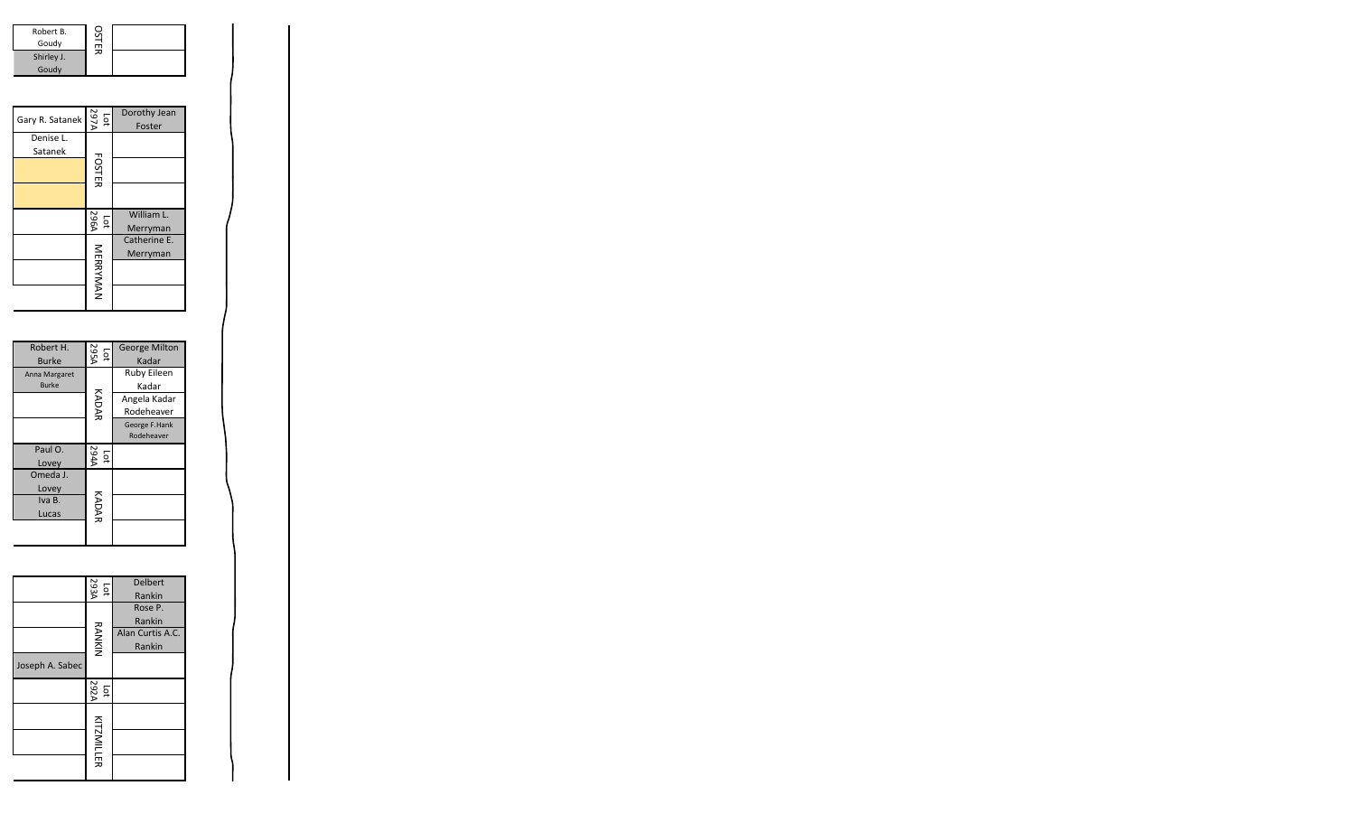| Left | Lot / Family | Right |
|---|---|---|
| Robert B. Goudy | OSTER | |
| Shirley J. Goudy | | |

| Left | Lot / Family | Right |
|---|---|---|
| Gary R. Satanek | Lot 297A | Dorothy Jean Foster |
| Denise L. Satanek | FOSTER | |
| | | |
| | | |
| | Lot 296A | William L. Merryman |
| | MERRYMAN | Catherine E. Merryman |
| | | |
| | | |

| Left | Lot / Family | Right |
|---|---|---|
| Robert H. Burke | Lot 295A | George Milton Kadar |
| Anna Margaret Burke | KADAR | Ruby Eileen Kadar |
| | | Angela Kadar Rodeheaver |
| | | George F.Hank Rodeheaver |
| Paul O. Lovey | Lot 294A | |
| Omeda J. Lovey | KADAR | |
| Iva B. Lucas | | |
| | | |

| Left | Lot / Family | Right |
|---|---|---|
| | Lot 293A | Delbert Rankin |
| | RANKIN | Rose P. Rankin |
| | | Alan Curtis A.C. Rankin |
| Joseph A. Sabec | | |
| | Lot 292A | |
| | KITZMILLER | |
| | | |
| | | |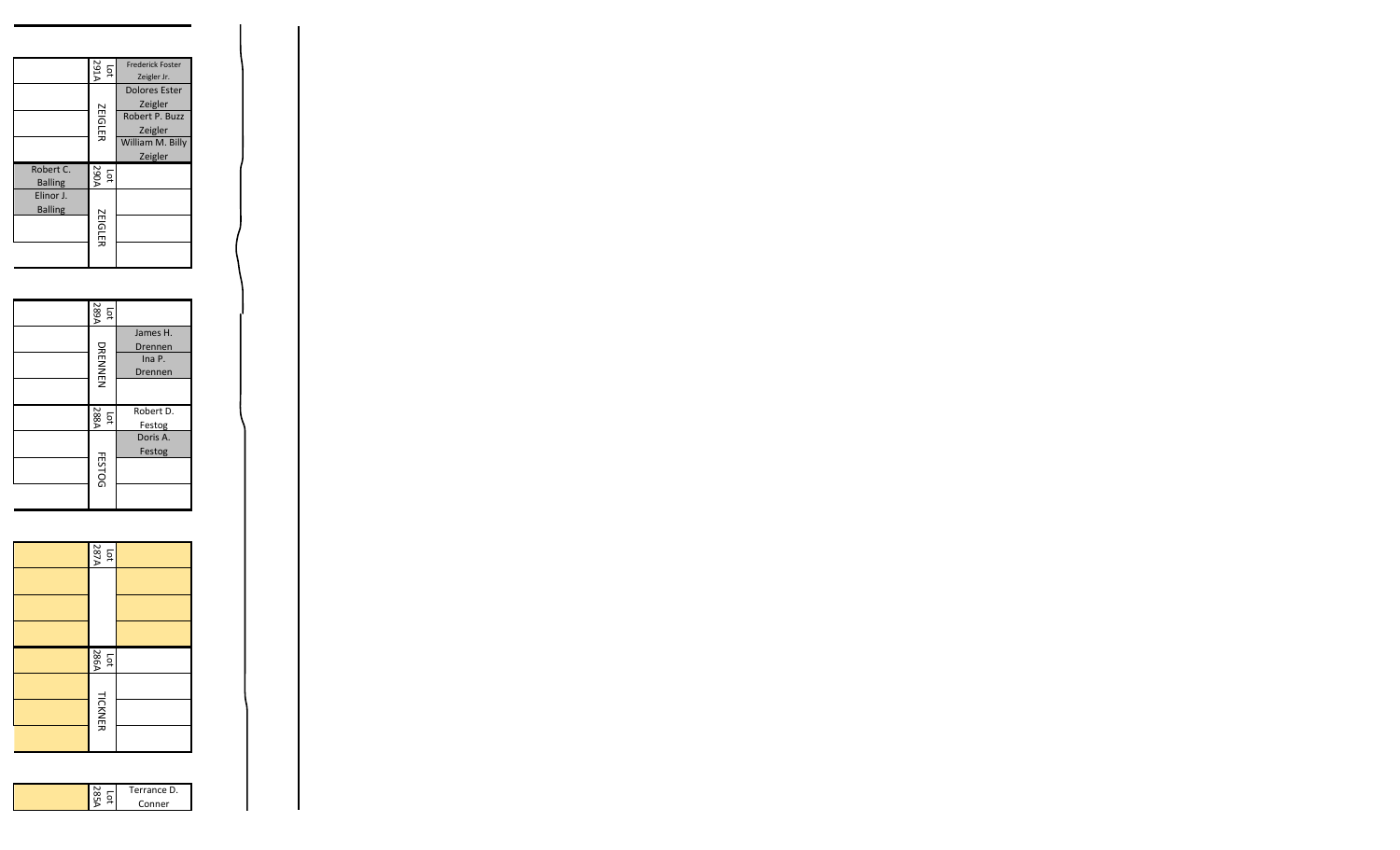| | Lot 291A | Frederick Foster Zeigler Jr. |
|---|---|---|
| | ZEIGLER | Dolores Ester Zeigler |
| | | Robert P. Buzz Zeigler |
| | | William M. Billy Zeigler |
| Robert C. Balling | Lot 290A | |
| Elinor J. Balling | ZEIGLER | |
| | | |
| | | |

| | Lot 289A | |
|---|---|---|
| | DRENNEN | James H. Drennen |
| | | Ina P. Drennen |
| | | |
| | Lot 288A | Robert D. Festog |
| | FESTOG | Doris A. Festog |
| | | |
| | | |

| | Lot 287A | |
|---|---|---|
| | | |
| | | |
| | | |
| | Lot 286A | |
| | TICKNER | |
| | | |
| | | |

| | Lot 285A | Terrance D. Conner |
|---|---|---|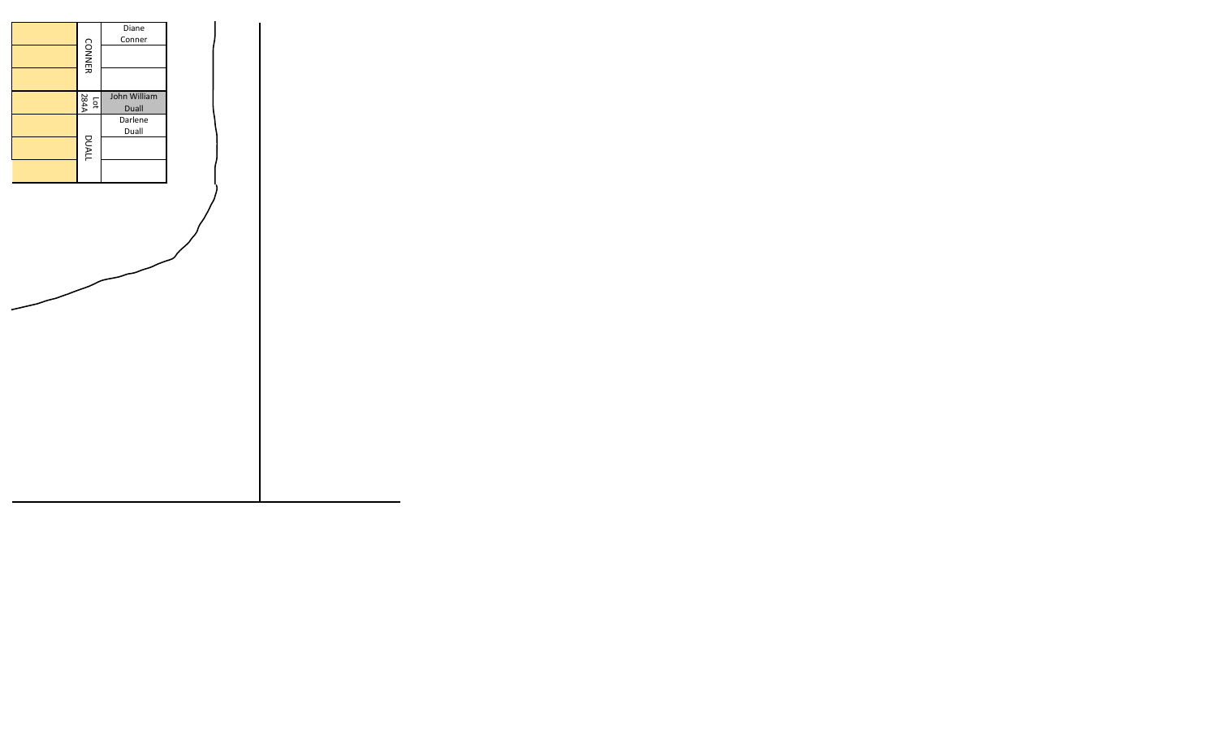| | | |
|---|---|---|
| | CONNER | Diane Conner |
| | | |
| | | |
| | Lot 284A | John William Duall |
| | DUALL | Darlene Duall |
| | | |
| | | |